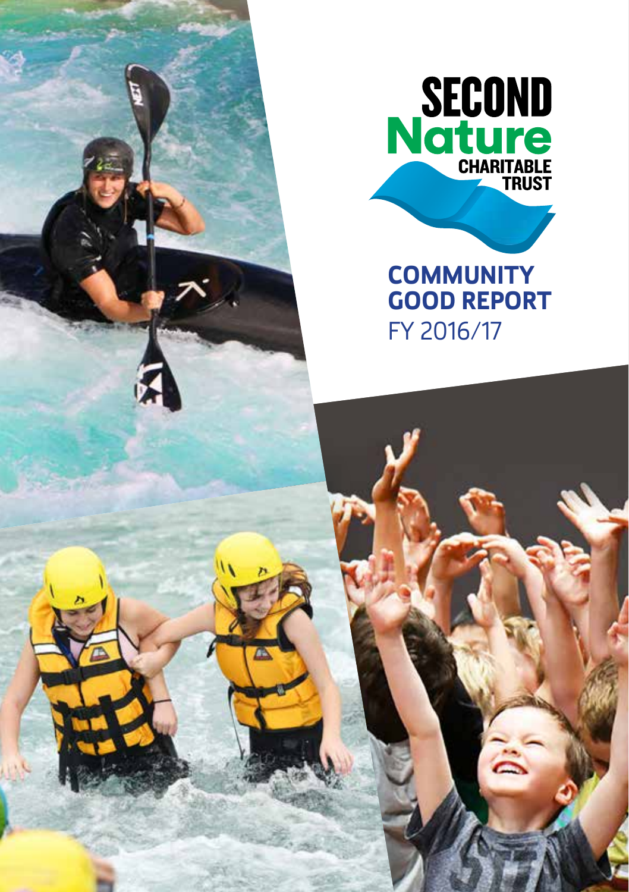SECOND
Nature
CHARITABLE
TRUST

# COMMUNITY GOOD REPORT

FY 2016/17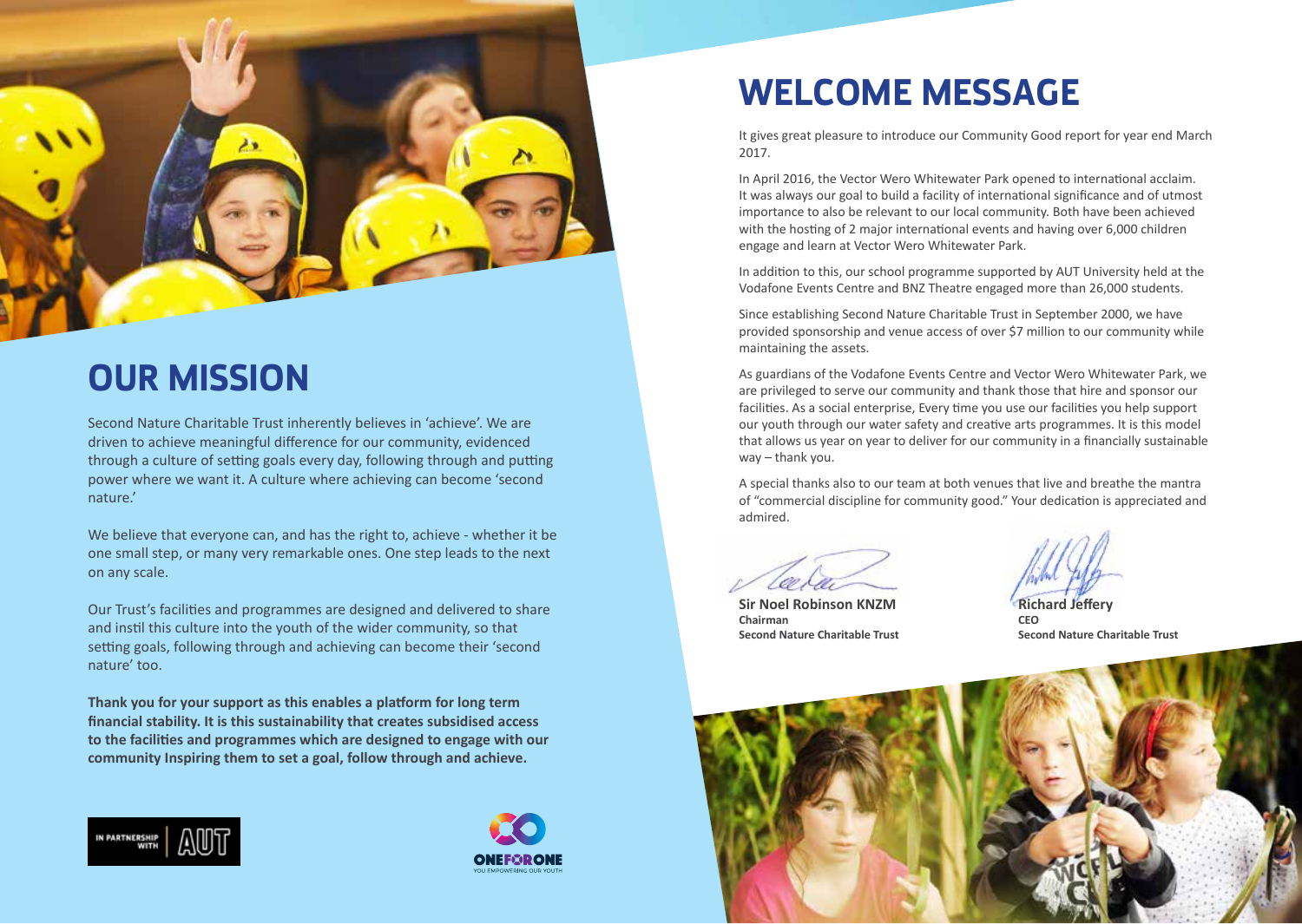# OUR MISSION

Second Nature Charitable Trust inherently believes in 'achieve'. We are driven to achieve meaningful difference for our community, evidenced through a culture of setting goals every day, following through and putting power where we want it. A culture where achieving can become 'second nature.'

We believe that everyone can, and has the right to, achieve - whether it be one small step, or many very remarkable ones. One step leads to the next on any scale.

Our Trust's facilities and programmes are designed and delivered to share and instil this culture into the youth of the wider community, so that setting goals, following through and achieving can become their 'second nature' too.

**Thank you for your support as this enables a platform for long term financial stability. It is this sustainability that creates subsidised access to the facilities and programmes which are designed to engage with our community Inspiring them to set a goal, follow through and achieve.**

IN PARTNERSHIP WITH AUT

ONEFORONE YOU EMPOWERING OUR YOUTH

# WELCOME MESSAGE

It gives great pleasure to introduce our Community Good report for year end March 2017.

In April 2016, the Vector Wero Whitewater Park opened to international acclaim. It was always our goal to build a facility of international significance and of utmost importance to also be relevant to our local community. Both have been achieved with the hosting of 2 major international events and having over 6,000 children engage and learn at Vector Wero Whitewater Park.

In addition to this, our school programme supported by AUT University held at the Vodafone Events Centre and BNZ Theatre engaged more than 26,000 students.

Since establishing Second Nature Charitable Trust in September 2000, we have provided sponsorship and venue access of over $7 million to our community while maintaining the assets.

As guardians of the Vodafone Events Centre and Vector Wero Whitewater Park, we are privileged to serve our community and thank those that hire and sponsor our facilities. As a social enterprise, Every time you use our facilities you help support our youth through our water safety and creative arts programmes. It is this model that allows us year on year to deliver for our community in a financially sustainable way – thank you.

A special thanks also to our team at both venues that live and breathe the mantra of "commercial discipline for community good." Your dedication is appreciated and admired.

**Sir Noel Robinson KNZM**
**Chairman**
**Second Nature Charitable Trust**

**Richard Jeffery**
**CEO**
**Second Nature Charitable Trust**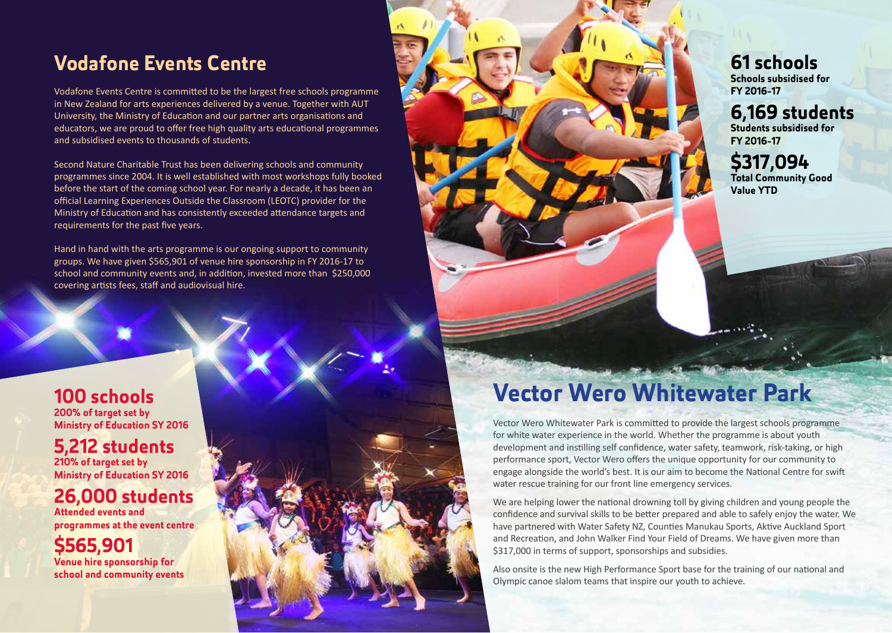## Vodafone Events Centre

Vodafone Events Centre is committed to be the largest free schools programme in New Zealand for arts experiences delivered by a venue. Together with AUT University, the Ministry of Education and our partner arts organisations and educators, we are proud to offer free high quality arts educational programmes and subsidised events to thousands of students.

Second Nature Charitable Trust has been delivering schools and community programmes since 2004. It is well established with most workshops fully booked before the start of the coming school year. For nearly a decade, it has been an official Learning Experiences Outside the Classroom (LEOTC) provider for the Ministry of Education and has consistently exceeded attendance targets and requirements for the past five years.

Hand in hand with the arts programme is our ongoing support to community groups. We have given $565,901 of venue hire sponsorship in FY 2016-17 to school and community events and, in addition, invested more than $250,000 covering artists fees, staff and audiovisual hire.

**100 schools**
**200% of target set by Ministry of Education SY 2016**

**5,212 students**
**210% of target set by Ministry of Education SY 2016**

**26,000 students**
**Attended events and programmes at the event centre**

**$565,901**
**Venue hire sponsorship for school and community events**

**61 schools**
**Schools subsidised for FY 2016-17**

**6,169 students**
**Students subsidised for FY 2016-17**

**$317,094**
**Total Community Good Value YTD**

## Vector Wero Whitewater Park

Vector Wero Whitewater Park is committed to provide the largest schools programme for white water experience in the world. Whether the programme is about youth development and instilling self confidence, water safety, teamwork, risk-taking, or high performance sport, Vector Wero offers the unique opportunity for our community to engage alongside the world's best. It is our aim to become the National Centre for swift water rescue training for our front line emergency services.

We are helping lower the national drowning toll by giving children and young people the confidence and survival skills to be better prepared and able to safely enjoy the water. We have partnered with Water Safety NZ, Counties Manukau Sports, Aktive Auckland Sport and Recreation, and John Walker Find Your Field of Dreams. We have given more than $317,000 in terms of support, sponsorships and subsidies.

Also onsite is the new High Performance Sport base for the training of our national and Olympic canoe slalom teams that inspire our youth to achieve.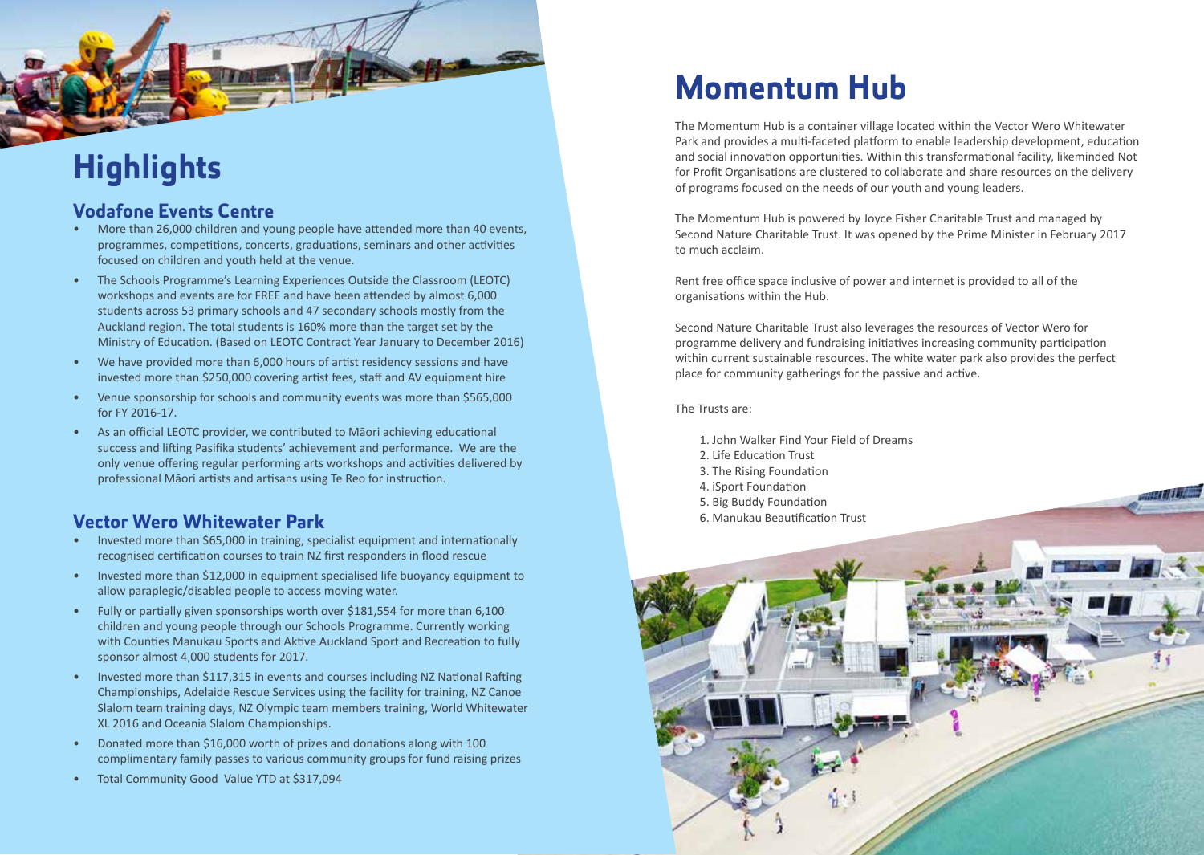# Highlights

## Vodafone Events Centre

- More than 26,000 children and young people have attended more than 40 events, programmes, competitions, concerts, graduations, seminars and other activities focused on children and youth held at the venue.
- The Schools Programme's Learning Experiences Outside the Classroom (LEOTC) workshops and events are for FREE and have been attended by almost 6,000 students across 53 primary schools and 47 secondary schools mostly from the Auckland region. The total students is 160% more than the target set by the Ministry of Education. (Based on LEOTC Contract Year January to December 2016)
- We have provided more than 6,000 hours of artist residency sessions and have invested more than $250,000 covering artist fees, staff and AV equipment hire
- Venue sponsorship for schools and community events was more than $565,000 for FY 2016-17.
- As an official LEOTC provider, we contributed to Māori achieving educational success and lifting Pasifika students' achievement and performance. We are the only venue offering regular performing arts workshops and activities delivered by professional Māori artists and artisans using Te Reo for instruction.

## Vector Wero Whitewater Park

- Invested more than $65,000 in training, specialist equipment and internationally recognised certification courses to train NZ first responders in flood rescue
- Invested more than $12,000 in equipment specialised life buoyancy equipment to allow paraplegic/disabled people to access moving water.
- Fully or partially given sponsorships worth over $181,554 for more than 6,100 children and young people through our Schools Programme. Currently working with Counties Manukau Sports and Aktive Auckland Sport and Recreation to fully sponsor almost 4,000 students for 2017.
- Invested more than $117,315 in events and courses including NZ National Rafting Championships, Adelaide Rescue Services using the facility for training, NZ Canoe Slalom team training days, NZ Olympic team members training, World Whitewater XL 2016 and Oceania Slalom Championships.
- Donated more than $16,000 worth of prizes and donations along with 100 complimentary family passes to various community groups for fund raising prizes
- Total Community Good Value YTD at $317,094

# Momentum Hub

The Momentum Hub is a container village located within the Vector Wero Whitewater Park and provides a multi-faceted platform to enable leadership development, education and social innovation opportunities. Within this transformational facility, likeminded Not for Profit Organisations are clustered to collaborate and share resources on the delivery of programs focused on the needs of our youth and young leaders.

The Momentum Hub is powered by Joyce Fisher Charitable Trust and managed by Second Nature Charitable Trust. It was opened by the Prime Minister in February 2017 to much acclaim.

Rent free office space inclusive of power and internet is provided to all of the organisations within the Hub.

Second Nature Charitable Trust also leverages the resources of Vector Wero for programme delivery and fundraising initiatives increasing community participation within current sustainable resources. The white water park also provides the perfect place for community gatherings for the passive and active.

The Trusts are:

1. John Walker Find Your Field of Dreams
2. Life Education Trust
3. The Rising Foundation
4. iSport Foundation
5. Big Buddy Foundation
6. Manukau Beautification Trust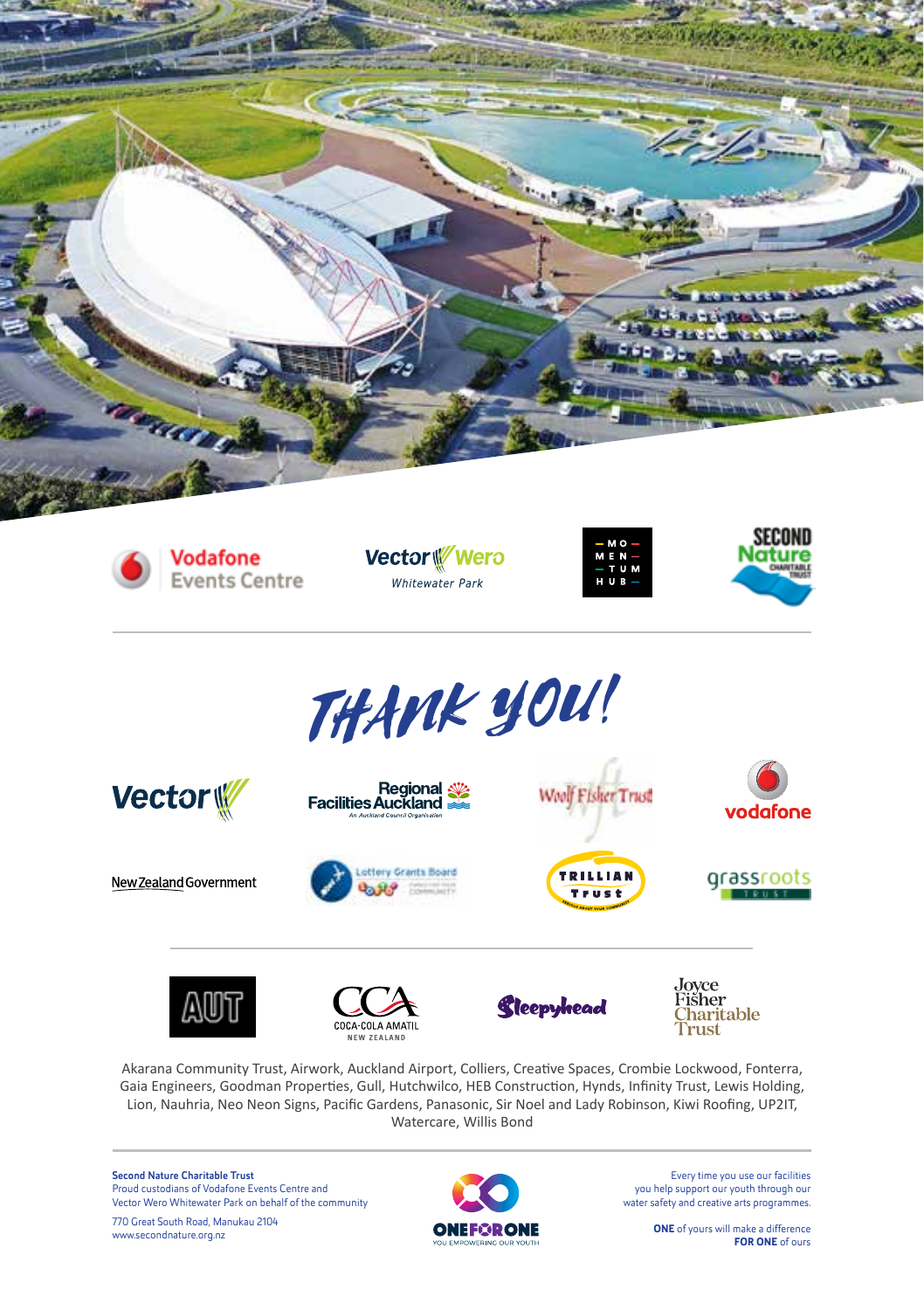Vodafone Events Centre

Vector Wero Whitewater Park

MOMENTUM HUB

Second Nature Charitable Trust

# THANK YOU!

Vector

Regional Facilities Auckland — An Auckland Council Organisation

Wolf Fisher Trust

vodafone

New Zealand Government

Lottery Grants Board

TRILLIAN Trust

grassroots TRUST

AUT

CCA COCA-COLA AMATIL NEW ZEALAND

Sleepyhead

Joyce Fisher Charitable Trust

Akarana Community Trust, Airwork, Auckland Airport, Colliers, Creative Spaces, Crombie Lockwood, Fonterra, Gaia Engineers, Goodman Properties, Gull, Hutchwilco, HEB Construction, Hynds, Infinity Trust, Lewis Holding, Lion, Nauhria, Neo Neon Signs, Pacific Gardens, Panasonic, Sir Noel and Lady Robinson, Kiwi Roofing, UP2IT, Watercare, Willis Bond

**Second Nature Charitable Trust**
Proud custodians of Vodafone Events Centre and Vector Wero Whitewater Park on behalf of the community

770 Great South Road, Manukau 2104
www.secondnature.org.nz

ONEFORONE
YOU EMPOWERING OUR YOUTH

Every time you use our facilities you help support our youth through our water safety and creative arts programmes.

**ONE** of yours will make a difference **FOR ONE** of ours